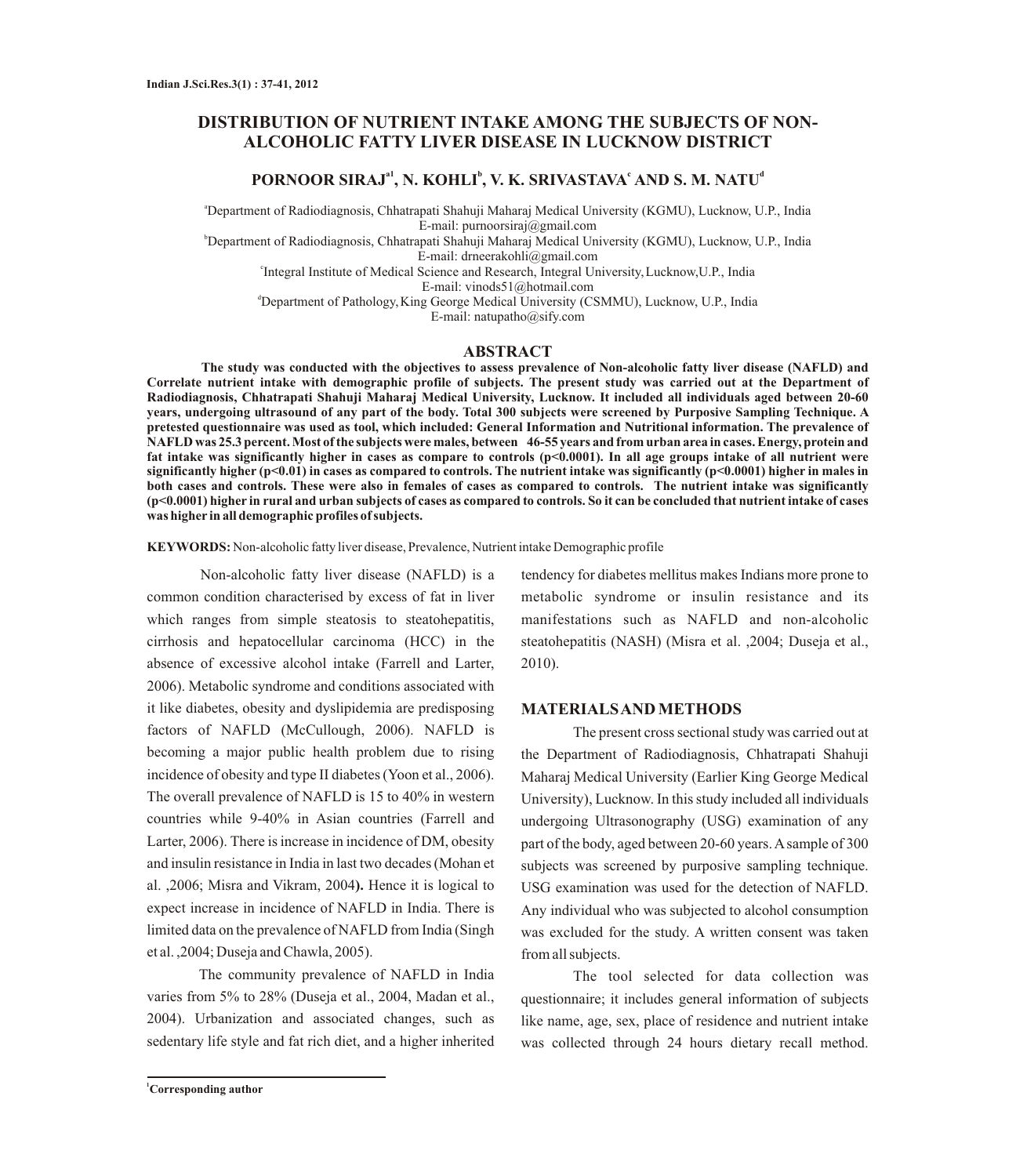# DISTRIBUTION OF NUTRIENT INTAKE AMONG THE SUBJECTS OF NON-ALCOHOLIC FATTY LIVER DISEASE IN LUCKNOW DISTRICT

**PORNOOR SIRAJ[a1], N. KOHLI[b], V. K. SRIVASTAVA[c] AND S. M. NATU[d]**

[a]Department of Radiodiagnosis, Chhatrapati Shahuji Maharaj Medical University (KGMU), Lucknow, U.P., India
E-mail: purnoorsiraj@gmail.com

[b]Department of Radiodiagnosis, Chhatrapati Shahuji Maharaj Medical University (KGMU), Lucknow, U.P., India
E-mail: drneerakohli@gmail.com

[c]Integral Institute of Medical Science and Research, Integral University, Lucknow, U.P., India
E-mail: vinods51@hotmail.com

[d]Department of Pathology, King George Medical University (CSMMU), Lucknow, U.P., India
E-mail: natupatho@sify.com

## ABSTRACT

**The study was conducted with the objectives to assess prevalence of Non-alcoholic fatty liver disease (NAFLD) and Correlate nutrient intake with demographic profile of subjects. The present study was carried out at the Department of Radiodiagnosis, Chhatrapati Shahuji Maharaj Medical University, Lucknow. It included all individuals aged between 20-60 years, undergoing ultrasound of any part of the body. Total 300 subjects were screened by Purposive Sampling Technique. A pretested questionnaire was used as tool, which included: General Information and Nutritional information. The prevalence of NAFLD was 25.3 percent. Most of the subjects were males, between 46-55 years and from urban area in cases. Energy, protein and fat intake was significantly higher in cases as compare to controls ($p<0.0001$). In all age groups intake of all nutrient were significantly higher ($p<0.01$) in cases as compared to controls. The nutrient intake was significantly ($p<0.0001$) higher in males in both cases and controls. These were also in females of cases as compared to controls. The nutrient intake was significantly ($p<0.0001$) higher in rural and urban subjects of cases as compared to controls. So it can be concluded that nutrient intake of cases was higher in all demographic profiles of subjects.**

**KEYWORDS:** Non-alcoholic fatty liver disease, Prevalence, Nutrient intake Demographic profile

Non-alcoholic fatty liver disease (NAFLD) is a common condition characterised by excess of fat in liver which ranges from simple steatosis to steatohepatitis, cirrhosis and hepatocellular carcinoma (HCC) in the absence of excessive alcohol intake (Farrell and Larter, 2006). Metabolic syndrome and conditions associated with it like diabetes, obesity and dyslipidemia are predisposing factors of NAFLD (McCullough, 2006). NAFLD is becoming a major public health problem due to rising incidence of obesity and type II diabetes (Yoon et al., 2006). The overall prevalence of NAFLD is 15 to 40% in western countries while 9-40% in Asian countries (Farrell and Larter, 2006). There is increase in incidence of DM, obesity and insulin resistance in India in last two decades (Mohan et al. ,2006; Misra and Vikram, 2004**).** Hence it is logical to expect increase in incidence of NAFLD in India. There is limited data on the prevalence of NAFLD from India (Singh et al. ,2004; Duseja and Chawla, 2005).

The community prevalence of NAFLD in India varies from 5% to 28% (Duseja et al., 2004, Madan et al., 2004). Urbanization and associated changes, such as sedentary life style and fat rich diet, and a higher inherited tendency for diabetes mellitus makes Indians more prone to metabolic syndrome or insulin resistance and its manifestations such as NAFLD and non-alcoholic steatohepatitis (NASH) (Misra et al. ,2004; Duseja et al., 2010).

## MATERIALS AND METHODS

The present cross sectional study was carried out at the Department of Radiodiagnosis, Chhatrapati Shahuji Maharaj Medical University (Earlier King George Medical University), Lucknow. In this study included all individuals undergoing Ultrasonography (USG) examination of any part of the body, aged between 20-60 years. A sample of 300 subjects was screened by purposive sampling technique. USG examination was used for the detection of NAFLD. Any individual who was subjected to alcohol consumption was excluded for the study. A written consent was taken from all subjects.

The tool selected for data collection was questionnaire; it includes general information of subjects like name, age, sex, place of residence and nutrient intake was collected through 24 hours dietary recall method.

[1]**Corresponding author**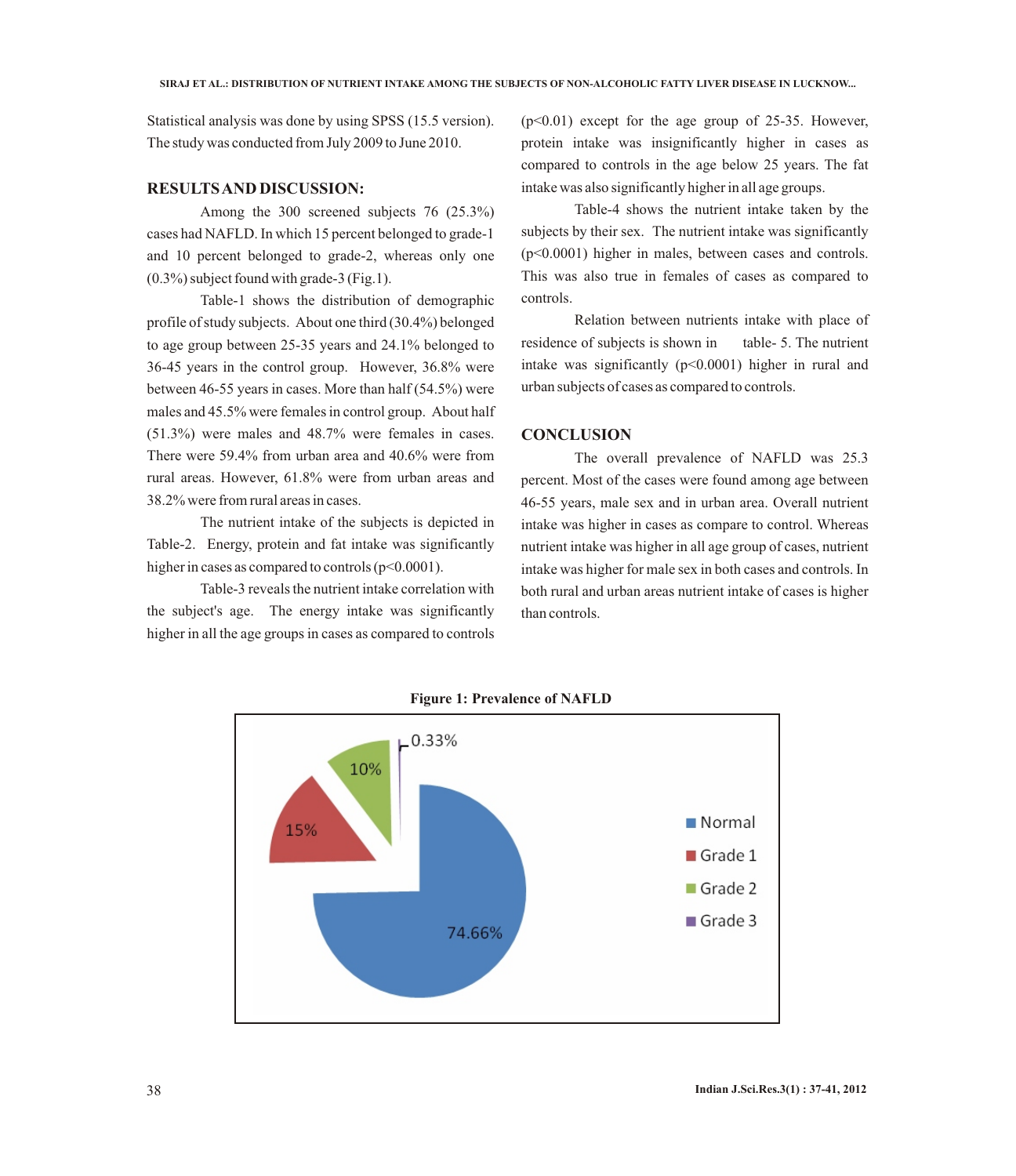Statistical analysis was done by using SPSS (15.5 version). The study was conducted from July 2009 to June 2010.

## RESULTS AND DISCUSSION:

Among the 300 screened subjects 76 (25.3%) cases had NAFLD. In which 15 percent belonged to grade-1 and 10 percent belonged to grade-2, whereas only one (0.3%) subject found with grade-3 (Fig.1).

Table-1 shows the distribution of demographic profile of study subjects. About one third (30.4%) belonged to age group between 25-35 years and 24.1% belonged to 36-45 years in the control group. However, 36.8% were between 46-55 years in cases. More than half (54.5%) were males and 45.5% were females in control group. About half (51.3%) were males and 48.7% were females in cases. There were 59.4% from urban area and 40.6% were from rural areas. However, 61.8% were from urban areas and 38.2% were from rural areas in cases.

The nutrient intake of the subjects is depicted in Table-2. Energy, protein and fat intake was significantly higher in cases as compared to controls ($p<0.0001$).

Table-3 reveals the nutrient intake correlation with the subject's age. The energy intake was significantly higher in all the age groups in cases as compared to controls ($p<0.01$) except for the age group of 25-35. However, protein intake was insignificantly higher in cases as compared to controls in the age below 25 years. The fat intake was also significantly higher in all age groups.

Table-4 shows the nutrient intake taken by the subjects by their sex. The nutrient intake was significantly ($p<0.0001$) higher in males, between cases and controls. This was also true in females of cases as compared to controls.

Relation between nutrients intake with place of residence of subjects is shown in table- 5. The nutrient intake was significantly ($p<0.0001$) higher in rural and urban subjects of cases as compared to controls.

## CONCLUSION

The overall prevalence of NAFLD was 25.3 percent. Most of the cases were found among age between 46-55 years, male sex and in urban area. Overall nutrient intake was higher in cases as compare to control. Whereas nutrient intake was higher in all age group of cases, nutrient intake was higher for male sex in both cases and controls. In both rural and urban areas nutrient intake of cases is higher than controls.

**Figure 1: Prevalence of NAFLD**

| Category | Percentage |
|---|---|
| Normal | 74.66% |
| Grade 1 | 15% |
| Grade 2 | 10% |
| Grade 3 | 0.33% |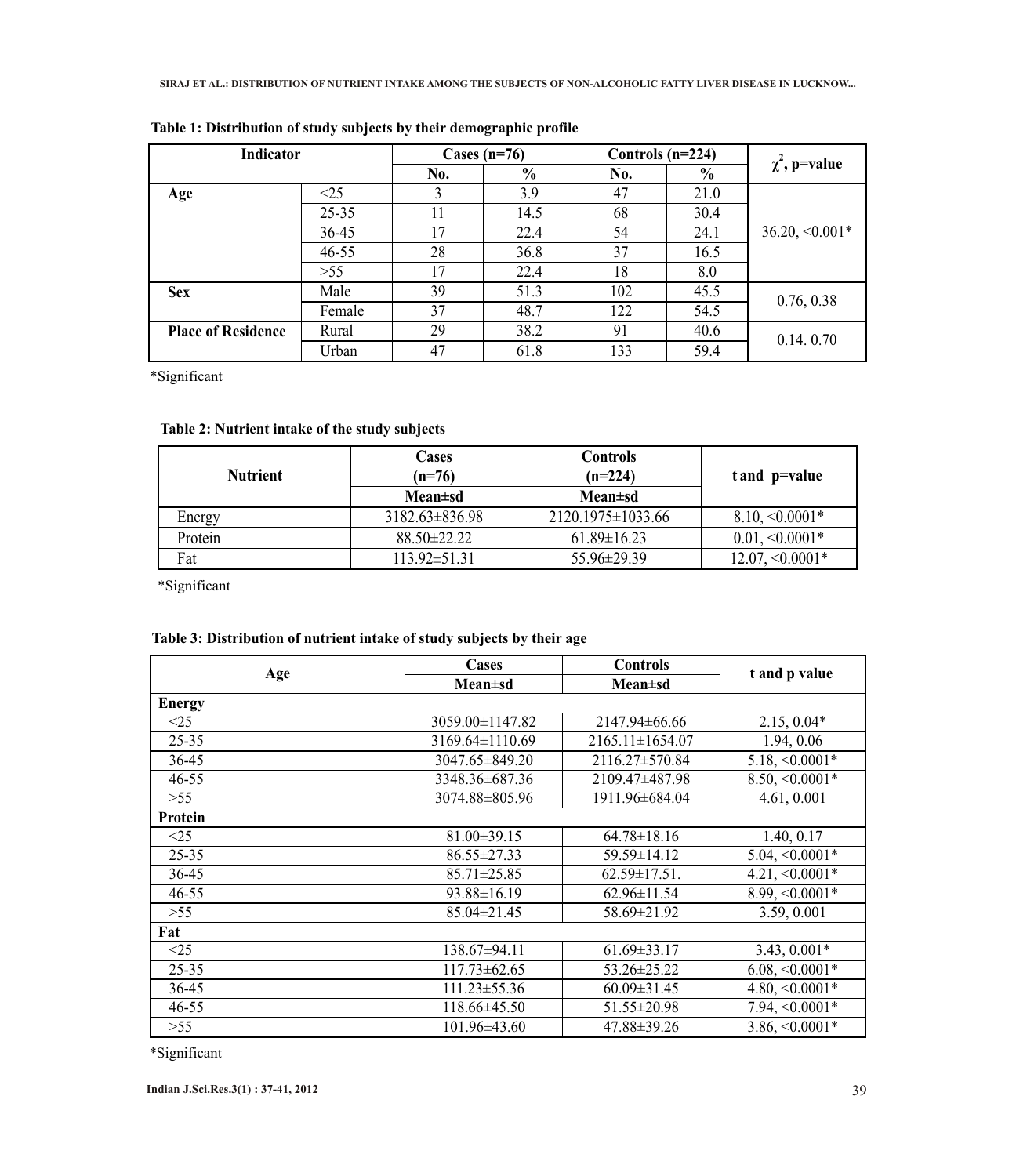**Table 1: Distribution of study subjects by their demographic profile**

| Indicator | | Cases (n=76) | | Controls (n=224) | | $\chi^2$, p=value |
|---|---|---|---|---|---|---|
| | | No. | % | No. | % | |
| **Age** | <25 | 3 | 3.9 | 47 | 21.0 | 36.20, <0.001* |
| | 25-35 | 11 | 14.5 | 68 | 30.4 | |
| | 36-45 | 17 | 22.4 | 54 | 24.1 | |
| | 46-55 | 28 | 36.8 | 37 | 16.5 | |
| | >55 | 17 | 22.4 | 18 | 8.0 | |
| **Sex** | Male | 39 | 51.3 | 102 | 45.5 | 0.76, 0.38 |
| | Female | 37 | 48.7 | 122 | 54.5 | |
| **Place of Residence** | Rural | 29 | 38.2 | 91 | 40.6 | 0.14. 0.70 |
| | Urban | 47 | 61.8 | 133 | 59.4 | |

*Significant

**Table 2: Nutrient intake of the study subjects**

| Nutrient | Cases (n=76) | Controls (n=224) | t and p=value |
|---|---|---|---|
| | Mean±sd | Mean±sd | |
| Energy | 3182.63±836.98 | 2120.1975±1033.66 | 8.10, <0.0001* |
| Protein | 88.50±22.22 | 61.89±16.23 | 0.01, <0.0001* |
| Fat | 113.92±51.31 | 55.96±29.39 | 12.07, <0.0001* |

*Significant

**Table 3: Distribution of nutrient intake of study subjects by their age**

| Age | Cases | Controls | t and p value |
|---|---|---|---|
| | Mean±sd | Mean±sd | |
| **Energy** | | | |
| <25 | 3059.00±1147.82 | 2147.94±66.66 | 2.15, 0.04* |
| 25-35 | 3169.64±1110.69 | 2165.11±1654.07 | 1.94, 0.06 |
| 36-45 | 3047.65±849.20 | 2116.27±570.84 | 5.18, <0.0001* |
| 46-55 | 3348.36±687.36 | 2109.47±487.98 | 8.50, <0.0001* |
| >55 | 3074.88±805.96 | 1911.96±684.04 | 4.61, 0.001 |
| **Protein** | | | |
| <25 | 81.00±39.15 | 64.78±18.16 | 1.40, 0.17 |
| 25-35 | 86.55±27.33 | 59.59±14.12 | 5.04, <0.0001* |
| 36-45 | 85.71±25.85 | 62.59±17.51. | 4.21, <0.0001* |
| 46-55 | 93.88±16.19 | 62.96±11.54 | 8.99, <0.0001* |
| >55 | 85.04±21.45 | 58.69±21.92 | 3.59, 0.001 |
| **Fat** | | | |
| <25 | 138.67±94.11 | 61.69±33.17 | 3.43, 0.001* |
| 25-35 | 117.73±62.65 | 53.26±25.22 | 6.08, <0.0001* |
| 36-45 | 111.23±55.36 | 60.09±31.45 | 4.80, <0.0001* |
| 46-55 | 118.66±45.50 | 51.55±20.98 | 7.94, <0.0001* |
| >55 | 101.96±43.60 | 47.88±39.26 | 3.86, <0.0001* |

*Significant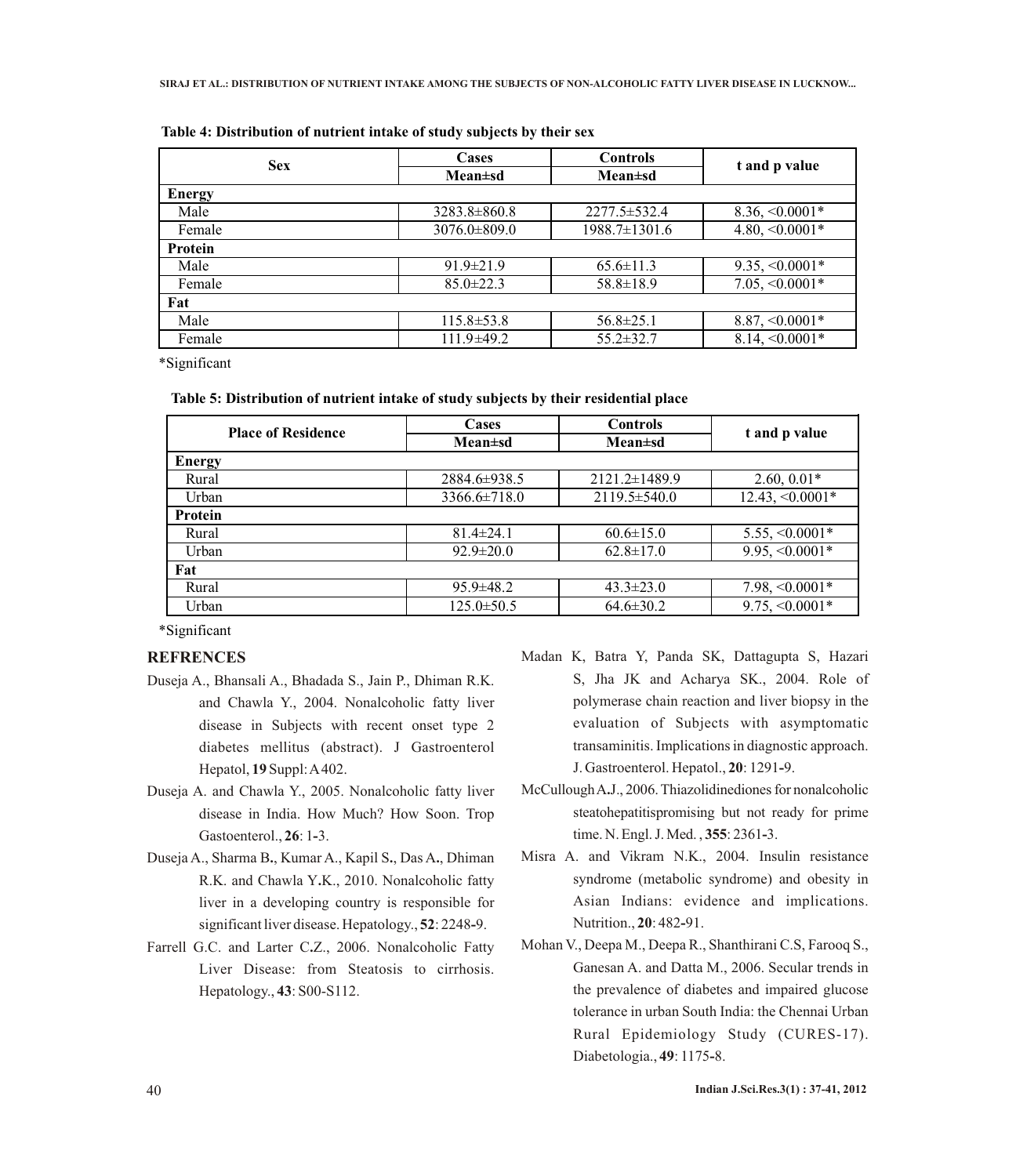**Table 4: Distribution of nutrient intake of study subjects by their sex**

| Sex | Cases | Controls | t and p value |
|---|---|---|---|
| | Mean±sd | Mean±sd | |
| **Energy** | | | |
| Male | 3283.8±860.8 | 2277.5±532.4 | 8.36, <0.0001* |
| Female | 3076.0±809.0 | 1988.7±1301.6 | 4.80, <0.0001* |
| **Protein** | | | |
| Male | 91.9±21.9 | 65.6±11.3 | 9.35, <0.0001* |
| Female | 85.0±22.3 | 58.8±18.9 | 7.05, <0.0001* |
| **Fat** | | | |
| Male | 115.8±53.8 | 56.8±25.1 | 8.87, <0.0001* |
| Female | 111.9±49.2 | 55.2±32.7 | 8.14, <0.0001* |

*Significant

**Table 5: Distribution of nutrient intake of study subjects by their residential place**

| Place of Residence | Cases | Controls | t and p value |
|---|---|---|---|
| | Mean±sd | Mean±sd | |
| **Energy** | | | |
| Rural | 2884.6±938.5 | 2121.2±1489.9 | 2.60, 0.01* |
| Urban | 3366.6±718.0 | 2119.5±540.0 | 12.43, <0.0001* |
| **Protein** | | | |
| Rural | 81.4±24.1 | 60.6±15.0 | 5.55, <0.0001* |
| Urban | 92.9±20.0 | 62.8±17.0 | 9.95, <0.0001* |
| **Fat** | | | |
| Rural | 95.9±48.2 | 43.3±23.0 | 7.98, <0.0001* |
| Urban | 125.0±50.5 | 64.6±30.2 | 9.75, <0.0001* |

*Significant

## REFRENCES

Duseja A., Bhansali A., Bhadada S., Jain P., Dhiman R.K. and Chawla Y., 2004. Nonalcoholic fatty liver disease in Subjects with recent onset type 2 diabetes mellitus (abstract). J Gastroenterol Hepatol, **19** Suppl: A402.

Duseja A. and Chawla Y., 2005. Nonalcoholic fatty liver disease in India. How Much? How Soon. Trop Gastoenterol., **26**: 1-3.

Duseja A., Sharma B., Kumar A., Kapil S., Das A., Dhiman R.K. and Chawla Y.K., 2010. Nonalcoholic fatty liver in a developing country is responsible for significant liver disease. Hepatology., **52**: 2248-9.

Farrell G.C. and Larter C.Z., 2006. Nonalcoholic Fatty Liver Disease: from Steatosis to cirrhosis. Hepatology., **43**: S00-S112.

Madan K, Batra Y, Panda SK, Dattagupta S, Hazari S, Jha JK and Acharya SK., 2004. Role of polymerase chain reaction and liver biopsy in the evaluation of Subjects with asymptomatic transaminitis. Implications in diagnostic approach. J. Gastroenterol. Hepatol., **20**: 1291-9.

McCullough A.J., 2006. Thiazolidinediones for nonalcoholic steatohepatitispromising but not ready for prime time. N. Engl. J. Med. , **355**: 2361-3.

Misra A. and Vikram N.K., 2004. Insulin resistance syndrome (metabolic syndrome) and obesity in Asian Indians: evidence and implications. Nutrition., **20**: 482-91.

Mohan V., Deepa M., Deepa R., Shanthirani C.S, Farooq S., Ganesan A. and Datta M., 2006. Secular trends in the prevalence of diabetes and impaired glucose tolerance in urban South India: the Chennai Urban Rural Epidemiology Study (CURES-17). Diabetologia., **49**: 1175-8.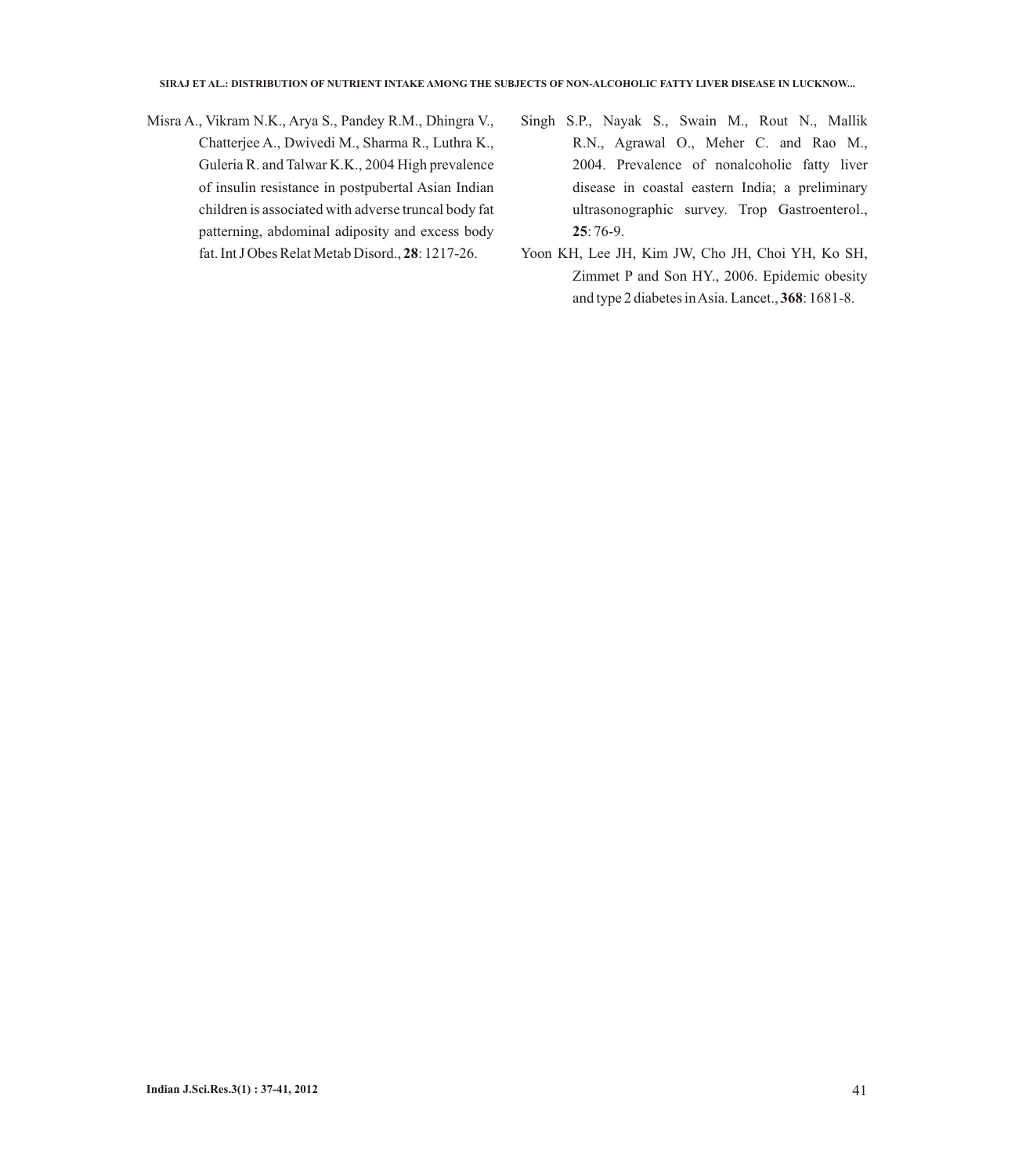Misra A., Vikram N.K., Arya S., Pandey R.M., Dhingra V., Chatterjee A., Dwivedi M., Sharma R., Luthra K., Guleria R. and Talwar K.K., 2004 High prevalence of insulin resistance in postpubertal Asian Indian children is associated with adverse truncal body fat patterning, abdominal adiposity and excess body fat. Int J Obes Relat Metab Disord., **28**: 1217-26.

Singh S.P., Nayak S., Swain M., Rout N., Mallik R.N., Agrawal O., Meher C. and Rao M., 2004. Prevalence of nonalcoholic fatty liver disease in coastal eastern India; a preliminary ultrasonographic survey. Trop Gastroenterol., **25**: 76-9.

Yoon KH, Lee JH, Kim JW, Cho JH, Choi YH, Ko SH, Zimmet P and Son HY., 2006. Epidemic obesity and type 2 diabetes in Asia. Lancet., **368**: 1681-8.